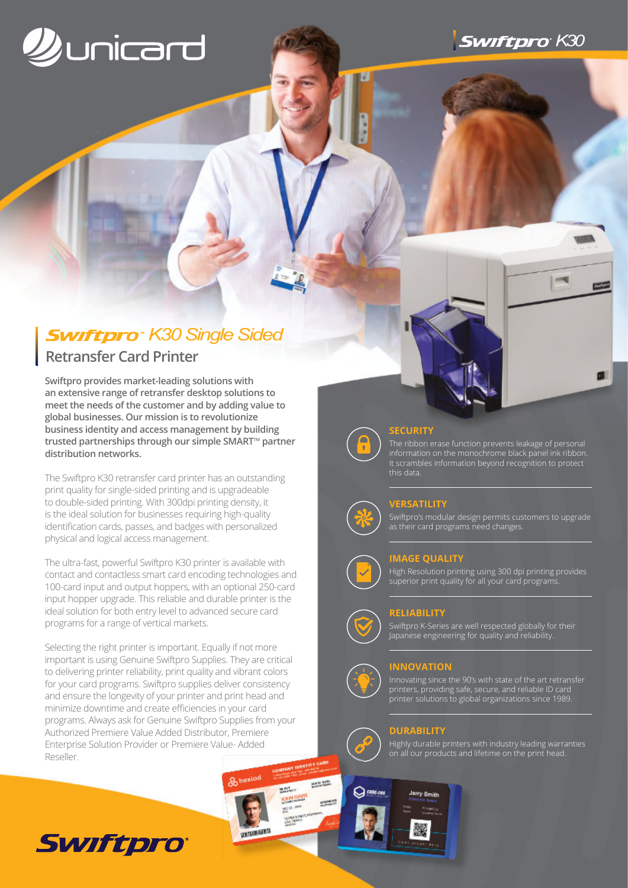# Swiftpro™ K30 Single Sided

## Retransfer Card Printer

**Swiftpro provides market-leading solutions with an extensive range of retransfer desktop solutions to meet the needs of the customer and by adding value to global businesses. Our mission is to revolutionize business identity and access management by building trusted partnerships through our simple SMART™ partner distribution networks.**

The Swiftpro K30 retransfer card printer has an outstanding print quality for single-sided printing and is upgradeable to double-sided printing. With 300dpi printing density, it is the ideal solution for businesses requiring high-quality identification cards, passes, and badges with personalized physical and logical access management.

The ultra-fast, powerful Swiftpro K30 printer is available with contact and contactless smart card encoding technologies and 100-card input and output hoppers, with an optional 250-card input hopper upgrade. This reliable and durable printer is the ideal solution for both entry level to advanced secure card programs for a range of vertical markets.

Selecting the right printer is important. Equally if not more important is using Genuine Swiftpro Supplies. They are critical to delivering printer reliability, print quality and vibrant colors for your card programs. Swiftpro supplies deliver consistency and ensure the longevity of your printer and print head and minimize downtime and create efficiencies in your card programs. Always ask for Genuine Swiftpro Supplies from your Authorized Premiere Value Added Distributor, Premiere Enterprise Solution Provider or Premiere Value- Added Reseller.

### SECURITY

The ribbon erase function prevents leakage of personal information on the monochrome black panel ink ribbon. It scrambles information beyond recognition to protect this data.

### VERSATILITY

Swiftpro's modular design permits customers to upgrade as their card programs need changes.

### IMAGE QUALITY

High Resolution printing using 300 dpi printing provides superior print quality for all your card programs.

### RELIABILITY

Swiftpro K-Series are well respected globally for their Japanese engineering for quality and reliability.

### INNOVATION

Innovating since the 90's with state of the art retransfer printers, providing safe, secure, and reliable ID card printer solutions to global organizations since 1989.

### DURABILITY

Highly durable printers with industry leading warranties on all our products and lifetime on the print head.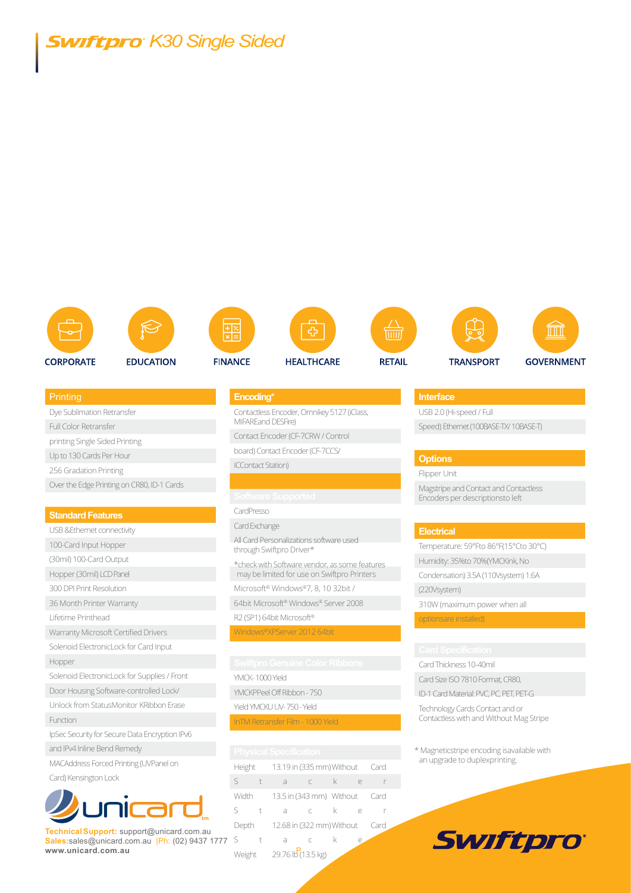# Swiftpro K30 Single Sided

CORPORATE EDUCATION FINANCE HEALTHCARE RETAIL TRANSPORT GOVERNMENT

## Printing

Dye Sublimation Retransfer

Full Color Retransfer

printing Single Sided Printing

Up to 130 Cards Per Hour

256 Gradation Printing

Over the Edge Printing on CR80, ID-1 Cards

## Standard Features

USB &Ethernet connectivity

100-Card Input Hopper

(30mil) 100-Card Output

Hopper (30mil) LCD Panel

300 DPI Print Resolution

36 Month Printer Warranty

Lifetime Printhead

Warranty Microsoft Certified Drivers

Solenoid ElectronicLock for Card Input

Hopper

Solenoid ElectronicLock for Supplies / Front

Door Housing Software-controlled Lock/

Unlock from StatusMonitor KRibbon Erase

Function

IpSec Security for Secure Data Encryption IPv6

and IPv4 Inline Bend Remedy

MACAddress Forced Printing (UVPanel on

Card) Kensington Lock

## Encoding*

Contactless Encoder, Omnikey 5127 (iClass, MIFAREand DESFire)

Contact Encoder (CF-7CRW / Control

board) Contact Encoder (CF-7CCS/

ICContact Station)

## Software Supported

CardPresso

Card Exchange

All Card Personalizations software used through Swiftpro Driver*

*check with Software vendor, as some features may be limited for use on Swiftpro Printers

Microsoft® Windows®7, 8, 10 32bit /

64bit Microsoft® Windows® Server 2008

R2 (SP1) 64bit Microsoft®

Windows®XPServer 2012 64bit

## Swiftpro Genuine Color Ribbons

YMCK- 1000 Yield

YMCKPPeel Off Ribbon - 750

Yield YMCKU UV- 750 - Yield

InTM Retransfer Film - 1000 Yield

## Physical Specification

| | |
|---|---|
| Height | 13.19 in (335 mm) Without Card Stacker |
| Width | 13.5 in (343 mm) Without Card Stacker |
| Depth | 12.68 in (322 mm) Without Card Stacker |
| Weight | 29.76 lb (13.5 kg) |

## Interface

USB 2.0 (Hi-speed / Full

Speed) Ethernet (100BASE-TX/ 10BASE-T)

## Options

Flipper Unit

Magstripe and Contact and Contactless Encoders per descriptionsto left

## Electrical

Temperature: 59°Fto 86°F(15°Cto 30°C)

Humidity: 35%to 70%(YMCKink, No

Condensation) 3.5A (110Vsystem) 1.6A

(220Vsystem)

310W (maximum power when all

optionsare installed)

## Card Specification

Card Thickness 10-40mil

Card Size ISO 7810 Format, CR80,

ID-1 Card Material: PVC, PC, PET, PET-G

Technology Cards Contact and or Contactless with and Without Mag Stripe

\* Magneticstripe encoding isavailable with an upgrade to duplexprinting.

**Technical Support:** support@unicard.com.au
**Sales:** sales@unicard.com.au |**Ph:** (02) 9437 1777
**www.unicard.com.au**